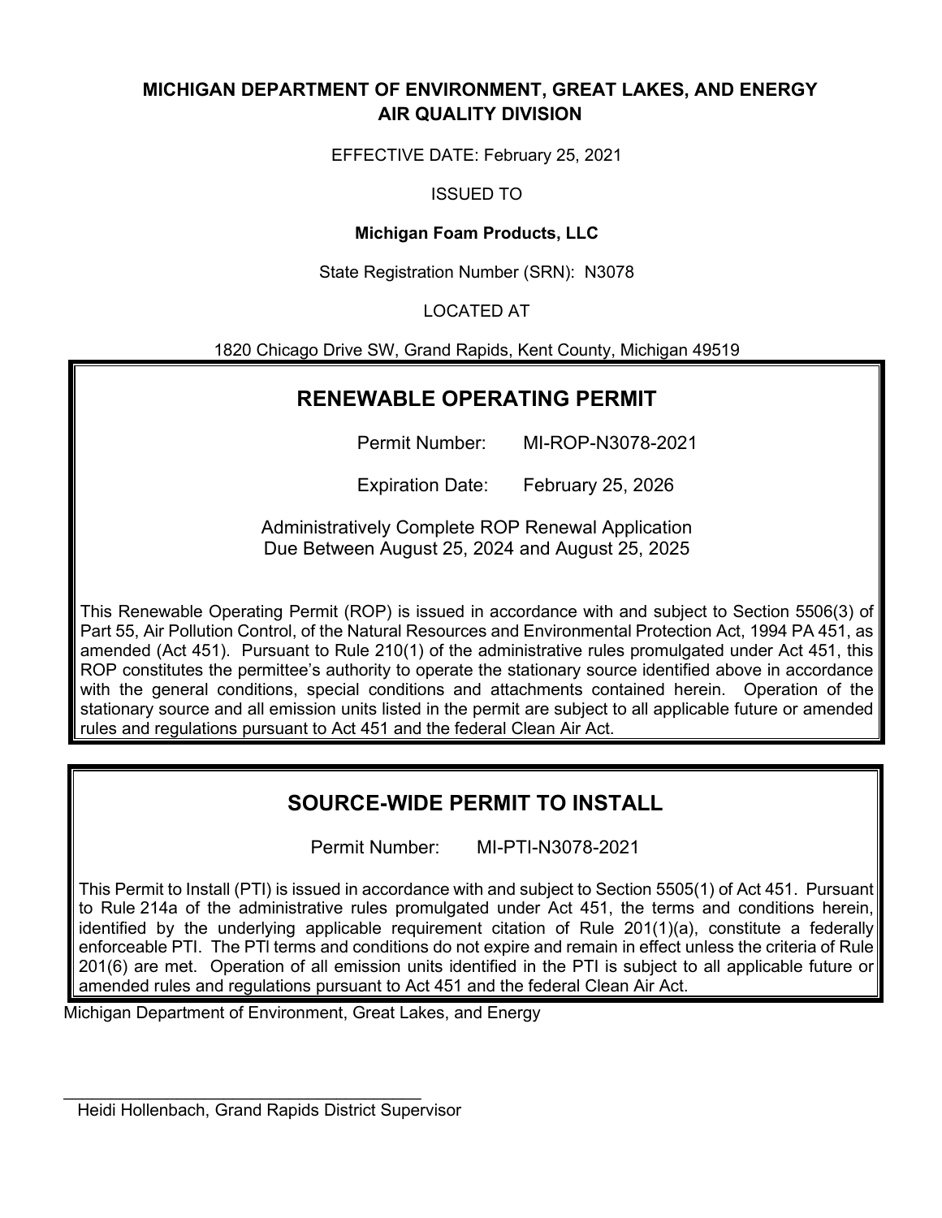**MICHIGAN DEPARTMENT OF ENVIRONMENT, GREAT LAKES, AND ENERGY**
**AIR QUALITY DIVISION**

EFFECTIVE DATE: February 25, 2021

ISSUED TO

**Michigan Foam Products, LLC**

State Registration Number (SRN): N3078

LOCATED AT

1820 Chicago Drive SW, Grand Rapids, Kent County, Michigan 49519

## RENEWABLE OPERATING PERMIT

Permit Number: MI-ROP-N3078-2021

Expiration Date: February 25, 2026

Administratively Complete ROP Renewal Application
Due Between August 25, 2024 and August 25, 2025

This Renewable Operating Permit (ROP) is issued in accordance with and subject to Section 5506(3) of Part 55, Air Pollution Control, of the Natural Resources and Environmental Protection Act, 1994 PA 451, as amended (Act 451). Pursuant to Rule 210(1) of the administrative rules promulgated under Act 451, this ROP constitutes the permittee's authority to operate the stationary source identified above in accordance with the general conditions, special conditions and attachments contained herein. Operation of the stationary source and all emission units listed in the permit are subject to all applicable future or amended rules and regulations pursuant to Act 451 and the federal Clean Air Act.

## SOURCE-WIDE PERMIT TO INSTALL

Permit Number: MI-PTI-N3078-2021

This Permit to Install (PTI) is issued in accordance with and subject to Section 5505(1) of Act 451. Pursuant to Rule 214a of the administrative rules promulgated under Act 451, the terms and conditions herein, identified by the underlying applicable requirement citation of Rule 201(1)(a), constitute a federally enforceable PTI. The PTI terms and conditions do not expire and remain in effect unless the criteria of Rule 201(6) are met. Operation of all emission units identified in the PTI is subject to all applicable future or amended rules and regulations pursuant to Act 451 and the federal Clean Air Act.

Michigan Department of Environment, Great Lakes, and Energy

\_\_\_\_\_\_\_\_\_\_\_\_\_\_\_\_\_\_\_\_\_\_\_\_\_\_\_\_\_\_\_\_\_\_\_\_\_\_\_\_

Heidi Hollenbach, Grand Rapids District Supervisor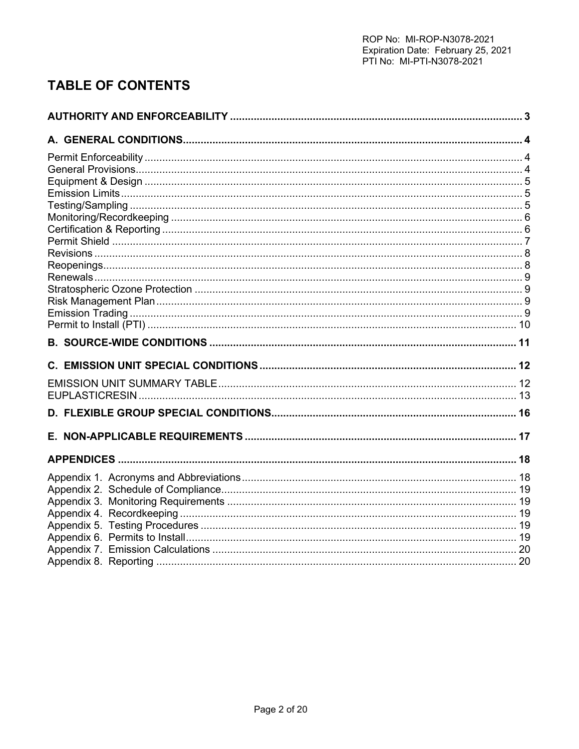# TABLE OF CONTENTS

**AUTHORITY AND ENFORCEABILITY** .................................................. 3

**A. GENERAL CONDITIONS** .................................................. 4

Permit Enforceability .................................................. 4
General Provisions .................................................. 4
Equipment & Design .................................................. 5
Emission Limits .................................................. 5
Testing/Sampling .................................................. 5
Monitoring/Recordkeeping .................................................. 6
Certification & Reporting .................................................. 6
Permit Shield .................................................. 7
Revisions .................................................. 8
Reopenings .................................................. 8
Renewals .................................................. 9
Stratospheric Ozone Protection .................................................. 9
Risk Management Plan .................................................. 9
Emission Trading .................................................. 9
Permit to Install (PTI) .................................................. 10

**B. SOURCE-WIDE CONDITIONS** .................................................. 11

**C. EMISSION UNIT SPECIAL CONDITIONS** .................................................. 12

EMISSION UNIT SUMMARY TABLE .................................................. 12
EUPLASTICRESIN .................................................. 13

**D. FLEXIBLE GROUP SPECIAL CONDITIONS** .................................................. 16

**E. NON-APPLICABLE REQUIREMENTS** .................................................. 17

**APPENDICES** .................................................. 18

Appendix 1. Acronyms and Abbreviations .................................................. 18
Appendix 2. Schedule of Compliance .................................................. 19
Appendix 3. Monitoring Requirements .................................................. 19
Appendix 4. Recordkeeping .................................................. 19
Appendix 5. Testing Procedures .................................................. 19
Appendix 6. Permits to Install .................................................. 19
Appendix 7. Emission Calculations .................................................. 20
Appendix 8. Reporting .................................................. 20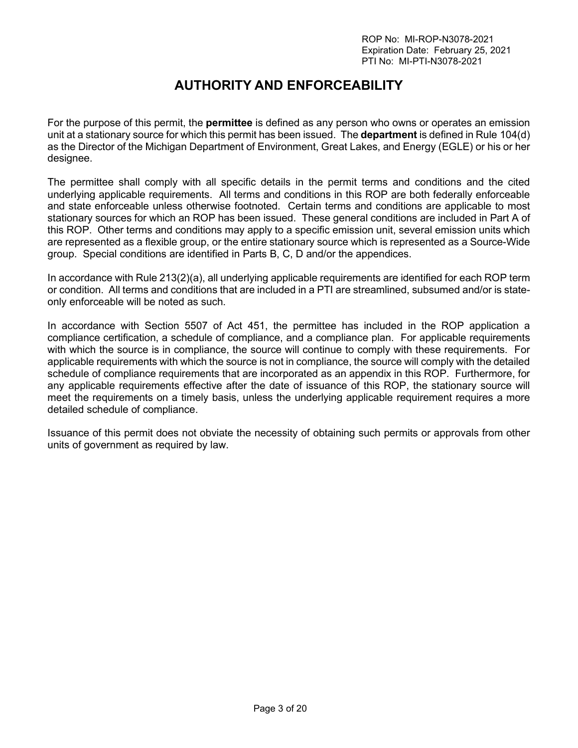# AUTHORITY AND ENFORCEABILITY

For the purpose of this permit, the **permittee** is defined as any person who owns or operates an emission unit at a stationary source for which this permit has been issued. The **department** is defined in Rule 104(d) as the Director of the Michigan Department of Environment, Great Lakes, and Energy (EGLE) or his or her designee.

The permittee shall comply with all specific details in the permit terms and conditions and the cited underlying applicable requirements. All terms and conditions in this ROP are both federally enforceable and state enforceable unless otherwise footnoted. Certain terms and conditions are applicable to most stationary sources for which an ROP has been issued. These general conditions are included in Part A of this ROP. Other terms and conditions may apply to a specific emission unit, several emission units which are represented as a flexible group, or the entire stationary source which is represented as a Source-Wide group. Special conditions are identified in Parts B, C, D and/or the appendices.

In accordance with Rule 213(2)(a), all underlying applicable requirements are identified for each ROP term or condition. All terms and conditions that are included in a PTI are streamlined, subsumed and/or is state-only enforceable will be noted as such.

In accordance with Section 5507 of Act 451, the permittee has included in the ROP application a compliance certification, a schedule of compliance, and a compliance plan. For applicable requirements with which the source is in compliance, the source will continue to comply with these requirements. For applicable requirements with which the source is not in compliance, the source will comply with the detailed schedule of compliance requirements that are incorporated as an appendix in this ROP. Furthermore, for any applicable requirements effective after the date of issuance of this ROP, the stationary source will meet the requirements on a timely basis, unless the underlying applicable requirement requires a more detailed schedule of compliance.

Issuance of this permit does not obviate the necessity of obtaining such permits or approvals from other units of government as required by law.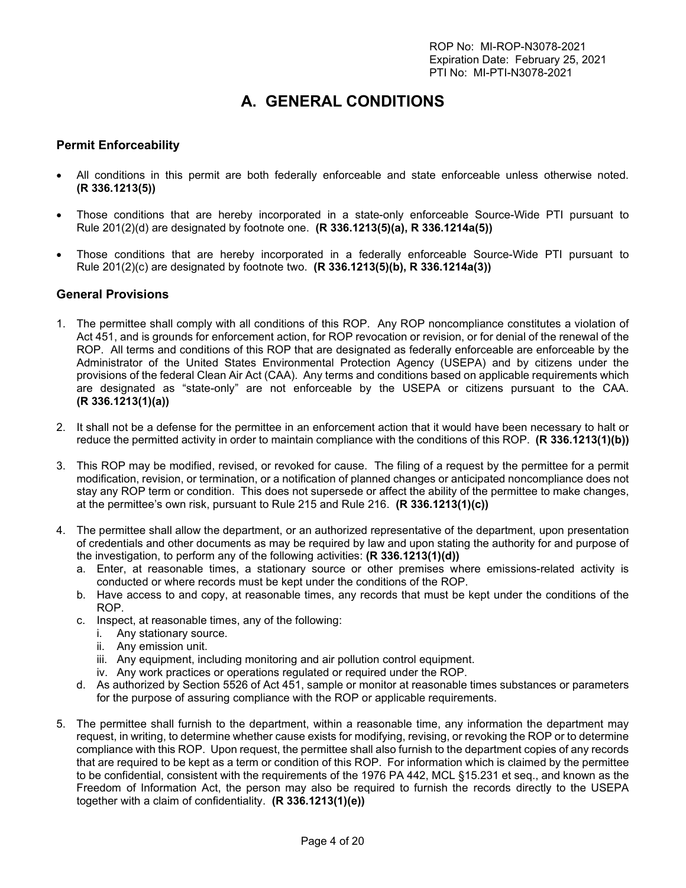# A. GENERAL CONDITIONS

## Permit Enforceability

- All conditions in this permit are both federally enforceable and state enforceable unless otherwise noted. **(R 336.1213(5))**
- Those conditions that are hereby incorporated in a state-only enforceable Source-Wide PTI pursuant to Rule 201(2)(d) are designated by footnote one. **(R 336.1213(5)(a), R 336.1214a(5))**
- Those conditions that are hereby incorporated in a federally enforceable Source-Wide PTI pursuant to Rule 201(2)(c) are designated by footnote two. **(R 336.1213(5)(b), R 336.1214a(3))**

## General Provisions

1. The permittee shall comply with all conditions of this ROP. Any ROP noncompliance constitutes a violation of Act 451, and is grounds for enforcement action, for ROP revocation or revision, or for denial of the renewal of the ROP. All terms and conditions of this ROP that are designated as federally enforceable are enforceable by the Administrator of the United States Environmental Protection Agency (USEPA) and by citizens under the provisions of the federal Clean Air Act (CAA). Any terms and conditions based on applicable requirements which are designated as "state-only" are not enforceable by the USEPA or citizens pursuant to the CAA. **(R 336.1213(1)(a))**

2. It shall not be a defense for the permittee in an enforcement action that it would have been necessary to halt or reduce the permitted activity in order to maintain compliance with the conditions of this ROP. **(R 336.1213(1)(b))**

3. This ROP may be modified, revised, or revoked for cause. The filing of a request by the permittee for a permit modification, revision, or termination, or a notification of planned changes or anticipated noncompliance does not stay any ROP term or condition. This does not supersede or affect the ability of the permittee to make changes, at the permittee's own risk, pursuant to Rule 215 and Rule 216. **(R 336.1213(1)(c))**

4. The permittee shall allow the department, or an authorized representative of the department, upon presentation of credentials and other documents as may be required by law and upon stating the authority for and purpose of the investigation, to perform any of the following activities: **(R 336.1213(1)(d))**
   a. Enter, at reasonable times, a stationary source or other premises where emissions-related activity is conducted or where records must be kept under the conditions of the ROP.
   b. Have access to and copy, at reasonable times, any records that must be kept under the conditions of the ROP.
   c. Inspect, at reasonable times, any of the following:
      i. Any stationary source.
      ii. Any emission unit.
      iii. Any equipment, including monitoring and air pollution control equipment.
      iv. Any work practices or operations regulated or required under the ROP.
   d. As authorized by Section 5526 of Act 451, sample or monitor at reasonable times substances or parameters for the purpose of assuring compliance with the ROP or applicable requirements.

5. The permittee shall furnish to the department, within a reasonable time, any information the department may request, in writing, to determine whether cause exists for modifying, revising, or revoking the ROP or to determine compliance with this ROP. Upon request, the permittee shall also furnish to the department copies of any records that are required to be kept as a term or condition of this ROP. For information which is claimed by the permittee to be confidential, consistent with the requirements of the 1976 PA 442, MCL §15.231 et seq., and known as the Freedom of Information Act, the person may also be required to furnish the records directly to the USEPA together with a claim of confidentiality. **(R 336.1213(1)(e))**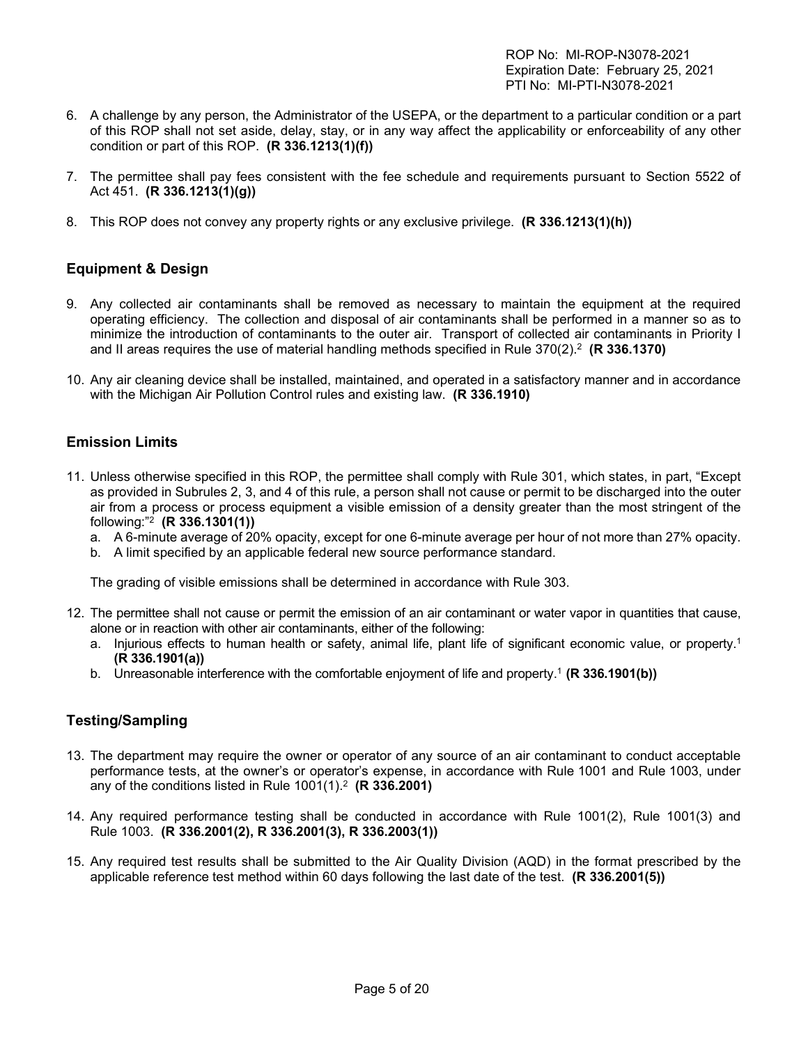6. A challenge by any person, the Administrator of the USEPA, or the department to a particular condition or a part of this ROP shall not set aside, delay, stay, or in any way affect the applicability or enforceability of any other condition or part of this ROP. **(R 336.1213(1)(f))**

7. The permittee shall pay fees consistent with the fee schedule and requirements pursuant to Section 5522 of Act 451. **(R 336.1213(1)(g))**

8. This ROP does not convey any property rights or any exclusive privilege. **(R 336.1213(1)(h))**

## Equipment & Design

9. Any collected air contaminants shall be removed as necessary to maintain the equipment at the required operating efficiency. The collection and disposal of air contaminants shall be performed in a manner so as to minimize the introduction of contaminants to the outer air. Transport of collected air contaminants in Priority I and II areas requires the use of material handling methods specified in Rule 370(2).[2] **(R 336.1370)**

10. Any air cleaning device shall be installed, maintained, and operated in a satisfactory manner and in accordance with the Michigan Air Pollution Control rules and existing law. **(R 336.1910)**

## Emission Limits

11. Unless otherwise specified in this ROP, the permittee shall comply with Rule 301, which states, in part, "Except as provided in Subrules 2, 3, and 4 of this rule, a person shall not cause or permit to be discharged into the outer air from a process or process equipment a visible emission of a density greater than the most stringent of the following:"[2] **(R 336.1301(1))**
    a. A 6-minute average of 20% opacity, except for one 6-minute average per hour of not more than 27% opacity.
    b. A limit specified by an applicable federal new source performance standard.

    The grading of visible emissions shall be determined in accordance with Rule 303.

12. The permittee shall not cause or permit the emission of an air contaminant or water vapor in quantities that cause, alone or in reaction with other air contaminants, either of the following:
    a. Injurious effects to human health or safety, animal life, plant life of significant economic value, or property.[1] **(R 336.1901(a))**
    b. Unreasonable interference with the comfortable enjoyment of life and property.[1] **(R 336.1901(b))**

## Testing/Sampling

13. The department may require the owner or operator of any source of an air contaminant to conduct acceptable performance tests, at the owner's or operator's expense, in accordance with Rule 1001 and Rule 1003, under any of the conditions listed in Rule 1001(1).[2] **(R 336.2001)**

14. Any required performance testing shall be conducted in accordance with Rule 1001(2), Rule 1001(3) and Rule 1003. **(R 336.2001(2), R 336.2001(3), R 336.2003(1))**

15. Any required test results shall be submitted to the Air Quality Division (AQD) in the format prescribed by the applicable reference test method within 60 days following the last date of the test. **(R 336.2001(5))**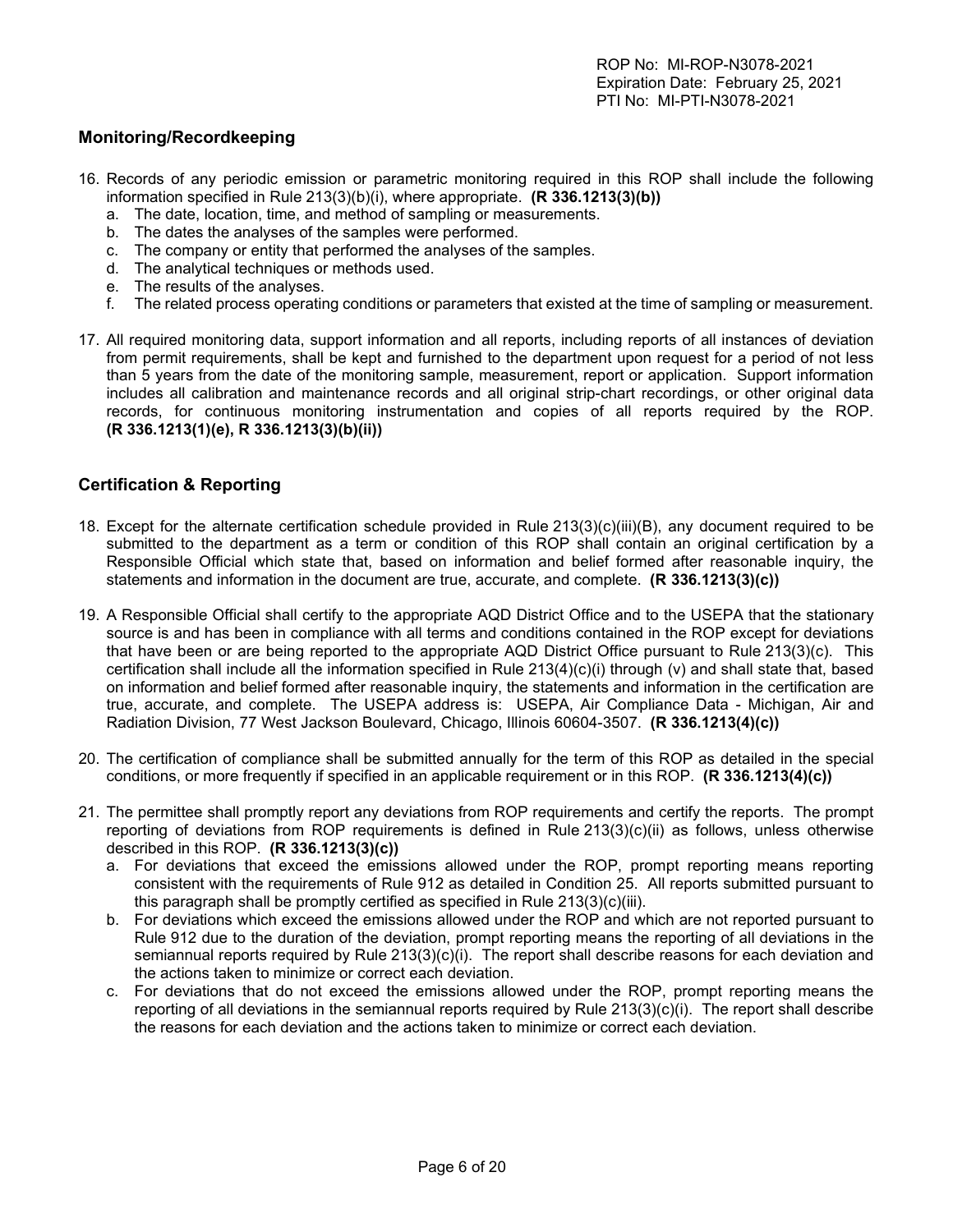## Monitoring/Recordkeeping

16. Records of any periodic emission or parametric monitoring required in this ROP shall include the following information specified in Rule 213(3)(b)(i), where appropriate. **(R 336.1213(3)(b))**
    a. The date, location, time, and method of sampling or measurements.
    b. The dates the analyses of the samples were performed.
    c. The company or entity that performed the analyses of the samples.
    d. The analytical techniques or methods used.
    e. The results of the analyses.
    f. The related process operating conditions or parameters that existed at the time of sampling or measurement.

17. All required monitoring data, support information and all reports, including reports of all instances of deviation from permit requirements, shall be kept and furnished to the department upon request for a period of not less than 5 years from the date of the monitoring sample, measurement, report or application. Support information includes all calibration and maintenance records and all original strip-chart recordings, or other original data records, for continuous monitoring instrumentation and copies of all reports required by the ROP. **(R 336.1213(1)(e), R 336.1213(3)(b)(ii))**

## Certification & Reporting

18. Except for the alternate certification schedule provided in Rule 213(3)(c)(iii)(B), any document required to be submitted to the department as a term or condition of this ROP shall contain an original certification by a Responsible Official which state that, based on information and belief formed after reasonable inquiry, the statements and information in the document are true, accurate, and complete. **(R 336.1213(3)(c))**

19. A Responsible Official shall certify to the appropriate AQD District Office and to the USEPA that the stationary source is and has been in compliance with all terms and conditions contained in the ROP except for deviations that have been or are being reported to the appropriate AQD District Office pursuant to Rule 213(3)(c). This certification shall include all the information specified in Rule 213(4)(c)(i) through (v) and shall state that, based on information and belief formed after reasonable inquiry, the statements and information in the certification are true, accurate, and complete. The USEPA address is: USEPA, Air Compliance Data - Michigan, Air and Radiation Division, 77 West Jackson Boulevard, Chicago, Illinois 60604-3507. **(R 336.1213(4)(c))**

20. The certification of compliance shall be submitted annually for the term of this ROP as detailed in the special conditions, or more frequently if specified in an applicable requirement or in this ROP. **(R 336.1213(4)(c))**

21. The permittee shall promptly report any deviations from ROP requirements and certify the reports. The prompt reporting of deviations from ROP requirements is defined in Rule 213(3)(c)(ii) as follows, unless otherwise described in this ROP. **(R 336.1213(3)(c))**
    a. For deviations that exceed the emissions allowed under the ROP, prompt reporting means reporting consistent with the requirements of Rule 912 as detailed in Condition 25. All reports submitted pursuant to this paragraph shall be promptly certified as specified in Rule 213(3)(c)(iii).
    b. For deviations which exceed the emissions allowed under the ROP and which are not reported pursuant to Rule 912 due to the duration of the deviation, prompt reporting means the reporting of all deviations in the semiannual reports required by Rule 213(3)(c)(i). The report shall describe reasons for each deviation and the actions taken to minimize or correct each deviation.
    c. For deviations that do not exceed the emissions allowed under the ROP, prompt reporting means the reporting of all deviations in the semiannual reports required by Rule 213(3)(c)(i). The report shall describe the reasons for each deviation and the actions taken to minimize or correct each deviation.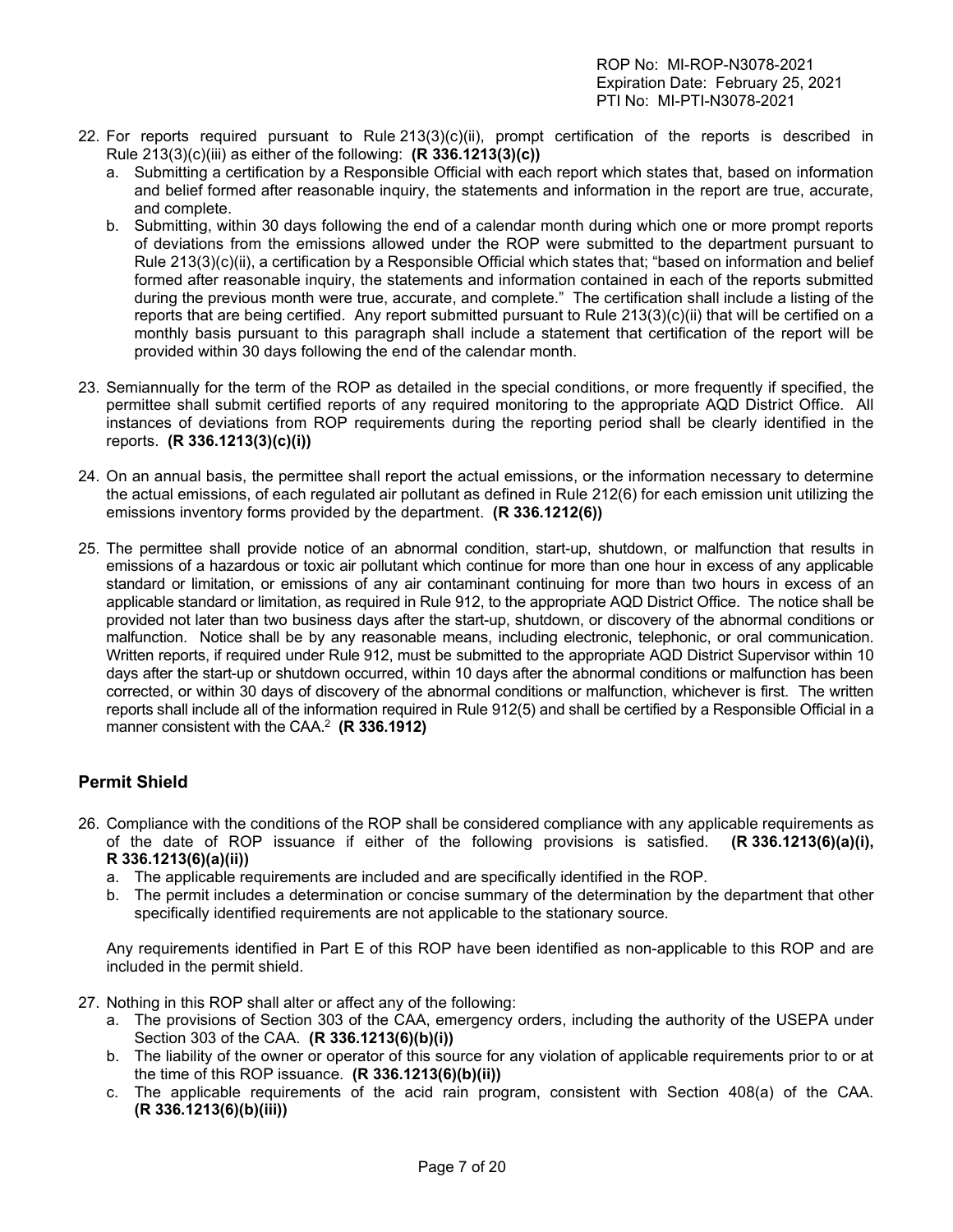22. For reports required pursuant to Rule 213(3)(c)(ii), prompt certification of the reports is described in Rule 213(3)(c)(iii) as either of the following: **(R 336.1213(3)(c))**
    a. Submitting a certification by a Responsible Official with each report which states that, based on information and belief formed after reasonable inquiry, the statements and information in the report are true, accurate, and complete.
    b. Submitting, within 30 days following the end of a calendar month during which one or more prompt reports of deviations from the emissions allowed under the ROP were submitted to the department pursuant to Rule 213(3)(c)(ii), a certification by a Responsible Official which states that; "based on information and belief formed after reasonable inquiry, the statements and information contained in each of the reports submitted during the previous month were true, accurate, and complete." The certification shall include a listing of the reports that are being certified. Any report submitted pursuant to Rule 213(3)(c)(ii) that will be certified on a monthly basis pursuant to this paragraph shall include a statement that certification of the report will be provided within 30 days following the end of the calendar month.

23. Semiannually for the term of the ROP as detailed in the special conditions, or more frequently if specified, the permittee shall submit certified reports of any required monitoring to the appropriate AQD District Office. All instances of deviations from ROP requirements during the reporting period shall be clearly identified in the reports. **(R 336.1213(3)(c)(i))**

24. On an annual basis, the permittee shall report the actual emissions, or the information necessary to determine the actual emissions, of each regulated air pollutant as defined in Rule 212(6) for each emission unit utilizing the emissions inventory forms provided by the department. **(R 336.1212(6))**

25. The permittee shall provide notice of an abnormal condition, start-up, shutdown, or malfunction that results in emissions of a hazardous or toxic air pollutant which continue for more than one hour in excess of any applicable standard or limitation, or emissions of any air contaminant continuing for more than two hours in excess of an applicable standard or limitation, as required in Rule 912, to the appropriate AQD District Office. The notice shall be provided not later than two business days after the start-up, shutdown, or discovery of the abnormal conditions or malfunction. Notice shall be by any reasonable means, including electronic, telephonic, or oral communication. Written reports, if required under Rule 912, must be submitted to the appropriate AQD District Supervisor within 10 days after the start-up or shutdown occurred, within 10 days after the abnormal conditions or malfunction has been corrected, or within 30 days of discovery of the abnormal conditions or malfunction, whichever is first. The written reports shall include all of the information required in Rule 912(5) and shall be certified by a Responsible Official in a manner consistent with the CAA.[2] **(R 336.1912)**

## Permit Shield

26. Compliance with the conditions of the ROP shall be considered compliance with any applicable requirements as of the date of ROP issuance if either of the following provisions is satisfied. **(R 336.1213(6)(a)(i), R 336.1213(6)(a)(ii))**
    a. The applicable requirements are included and are specifically identified in the ROP.
    b. The permit includes a determination or concise summary of the determination by the department that other specifically identified requirements are not applicable to the stationary source.

    Any requirements identified in Part E of this ROP have been identified as non-applicable to this ROP and are included in the permit shield.

27. Nothing in this ROP shall alter or affect any of the following:
    a. The provisions of Section 303 of the CAA, emergency orders, including the authority of the USEPA under Section 303 of the CAA. **(R 336.1213(6)(b)(i))**
    b. The liability of the owner or operator of this source for any violation of applicable requirements prior to or at the time of this ROP issuance. **(R 336.1213(6)(b)(ii))**
    c. The applicable requirements of the acid rain program, consistent with Section 408(a) of the CAA. **(R 336.1213(6)(b)(iii))**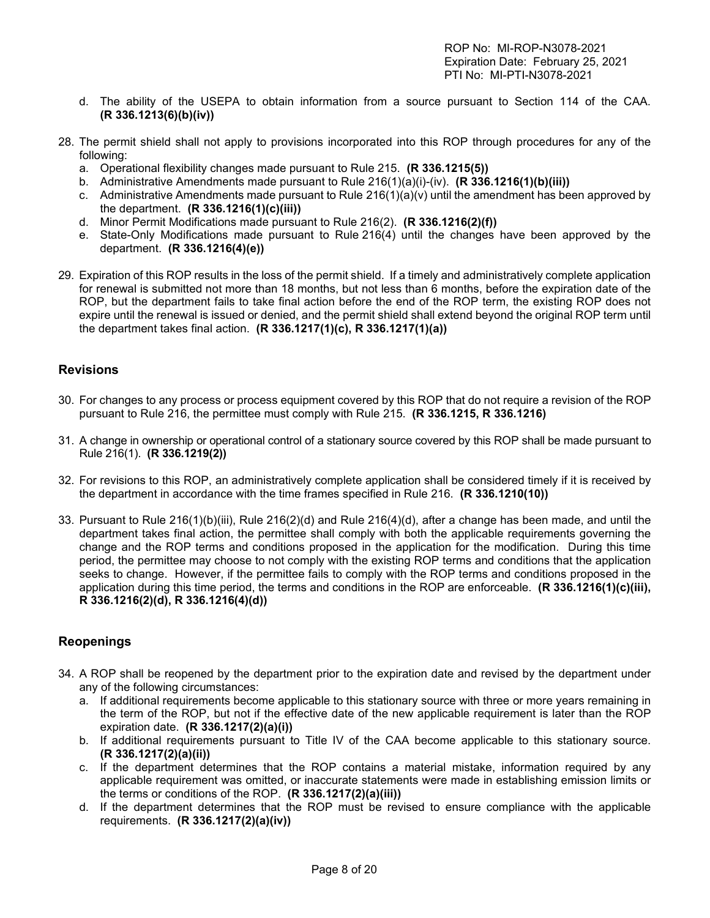d. The ability of the USEPA to obtain information from a source pursuant to Section 114 of the CAA. **(R 336.1213(6)(b)(iv))**

28. The permit shield shall not apply to provisions incorporated into this ROP through procedures for any of the following:
    a. Operational flexibility changes made pursuant to Rule 215. **(R 336.1215(5))**
    b. Administrative Amendments made pursuant to Rule 216(1)(a)(i)-(iv). **(R 336.1216(1)(b)(iii))**
    c. Administrative Amendments made pursuant to Rule 216(1)(a)(v) until the amendment has been approved by the department. **(R 336.1216(1)(c)(iii))**
    d. Minor Permit Modifications made pursuant to Rule 216(2). **(R 336.1216(2)(f))**
    e. State-Only Modifications made pursuant to Rule 216(4) until the changes have been approved by the department. **(R 336.1216(4)(e))**

29. Expiration of this ROP results in the loss of the permit shield. If a timely and administratively complete application for renewal is submitted not more than 18 months, but not less than 6 months, before the expiration date of the ROP, but the department fails to take final action before the end of the ROP term, the existing ROP does not expire until the renewal is issued or denied, and the permit shield shall extend beyond the original ROP term until the department takes final action. **(R 336.1217(1)(c), R 336.1217(1)(a))**

## Revisions

30. For changes to any process or process equipment covered by this ROP that do not require a revision of the ROP pursuant to Rule 216, the permittee must comply with Rule 215. **(R 336.1215, R 336.1216)**

31. A change in ownership or operational control of a stationary source covered by this ROP shall be made pursuant to Rule 216(1). **(R 336.1219(2))**

32. For revisions to this ROP, an administratively complete application shall be considered timely if it is received by the department in accordance with the time frames specified in Rule 216. **(R 336.1210(10))**

33. Pursuant to Rule 216(1)(b)(iii), Rule 216(2)(d) and Rule 216(4)(d), after a change has been made, and until the department takes final action, the permittee shall comply with both the applicable requirements governing the change and the ROP terms and conditions proposed in the application for the modification. During this time period, the permittee may choose to not comply with the existing ROP terms and conditions that the application seeks to change. However, if the permittee fails to comply with the ROP terms and conditions proposed in the application during this time period, the terms and conditions in the ROP are enforceable. **(R 336.1216(1)(c)(iii), R 336.1216(2)(d), R 336.1216(4)(d))**

## Reopenings

34. A ROP shall be reopened by the department prior to the expiration date and revised by the department under any of the following circumstances:
    a. If additional requirements become applicable to this stationary source with three or more years remaining in the term of the ROP, but not if the effective date of the new applicable requirement is later than the ROP expiration date. **(R 336.1217(2)(a)(i))**
    b. If additional requirements pursuant to Title IV of the CAA become applicable to this stationary source. **(R 336.1217(2)(a)(ii))**
    c. If the department determines that the ROP contains a material mistake, information required by any applicable requirement was omitted, or inaccurate statements were made in establishing emission limits or the terms or conditions of the ROP. **(R 336.1217(2)(a)(iii))**
    d. If the department determines that the ROP must be revised to ensure compliance with the applicable requirements. **(R 336.1217(2)(a)(iv))**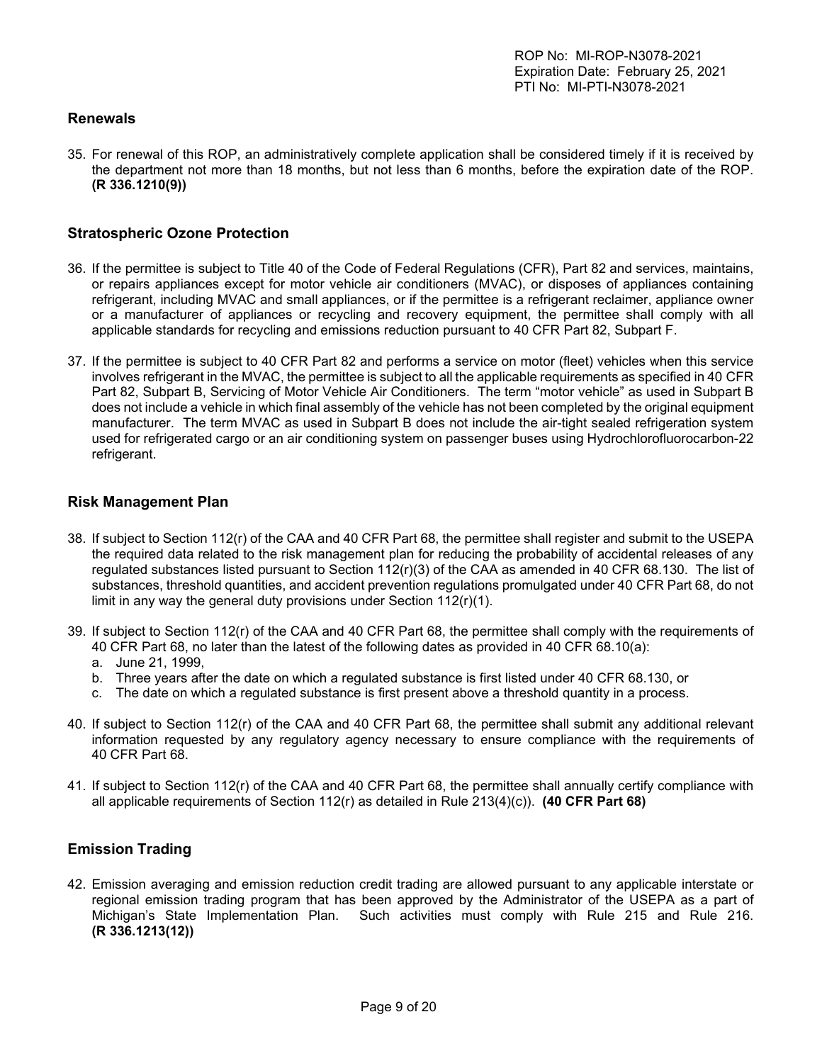## Renewals

35. For renewal of this ROP, an administratively complete application shall be considered timely if it is received by the department not more than 18 months, but not less than 6 months, before the expiration date of the ROP. **(R 336.1210(9))**

## Stratospheric Ozone Protection

36. If the permittee is subject to Title 40 of the Code of Federal Regulations (CFR), Part 82 and services, maintains, or repairs appliances except for motor vehicle air conditioners (MVAC), or disposes of appliances containing refrigerant, including MVAC and small appliances, or if the permittee is a refrigerant reclaimer, appliance owner or a manufacturer of appliances or recycling and recovery equipment, the permittee shall comply with all applicable standards for recycling and emissions reduction pursuant to 40 CFR Part 82, Subpart F.

37. If the permittee is subject to 40 CFR Part 82 and performs a service on motor (fleet) vehicles when this service involves refrigerant in the MVAC, the permittee is subject to all the applicable requirements as specified in 40 CFR Part 82, Subpart B, Servicing of Motor Vehicle Air Conditioners. The term "motor vehicle" as used in Subpart B does not include a vehicle in which final assembly of the vehicle has not been completed by the original equipment manufacturer. The term MVAC as used in Subpart B does not include the air-tight sealed refrigeration system used for refrigerated cargo or an air conditioning system on passenger buses using Hydrochlorofluorocarbon-22 refrigerant.

## Risk Management Plan

38. If subject to Section 112(r) of the CAA and 40 CFR Part 68, the permittee shall register and submit to the USEPA the required data related to the risk management plan for reducing the probability of accidental releases of any regulated substances listed pursuant to Section 112(r)(3) of the CAA as amended in 40 CFR 68.130. The list of substances, threshold quantities, and accident prevention regulations promulgated under 40 CFR Part 68, do not limit in any way the general duty provisions under Section 112(r)(1).

39. If subject to Section 112(r) of the CAA and 40 CFR Part 68, the permittee shall comply with the requirements of 40 CFR Part 68, no later than the latest of the following dates as provided in 40 CFR 68.10(a):
    a. June 21, 1999,
    b. Three years after the date on which a regulated substance is first listed under 40 CFR 68.130, or
    c. The date on which a regulated substance is first present above a threshold quantity in a process.

40. If subject to Section 112(r) of the CAA and 40 CFR Part 68, the permittee shall submit any additional relevant information requested by any regulatory agency necessary to ensure compliance with the requirements of 40 CFR Part 68.

41. If subject to Section 112(r) of the CAA and 40 CFR Part 68, the permittee shall annually certify compliance with all applicable requirements of Section 112(r) as detailed in Rule 213(4)(c)). **(40 CFR Part 68)**

## Emission Trading

42. Emission averaging and emission reduction credit trading are allowed pursuant to any applicable interstate or regional emission trading program that has been approved by the Administrator of the USEPA as a part of Michigan's State Implementation Plan. Such activities must comply with Rule 215 and Rule 216. **(R 336.1213(12))**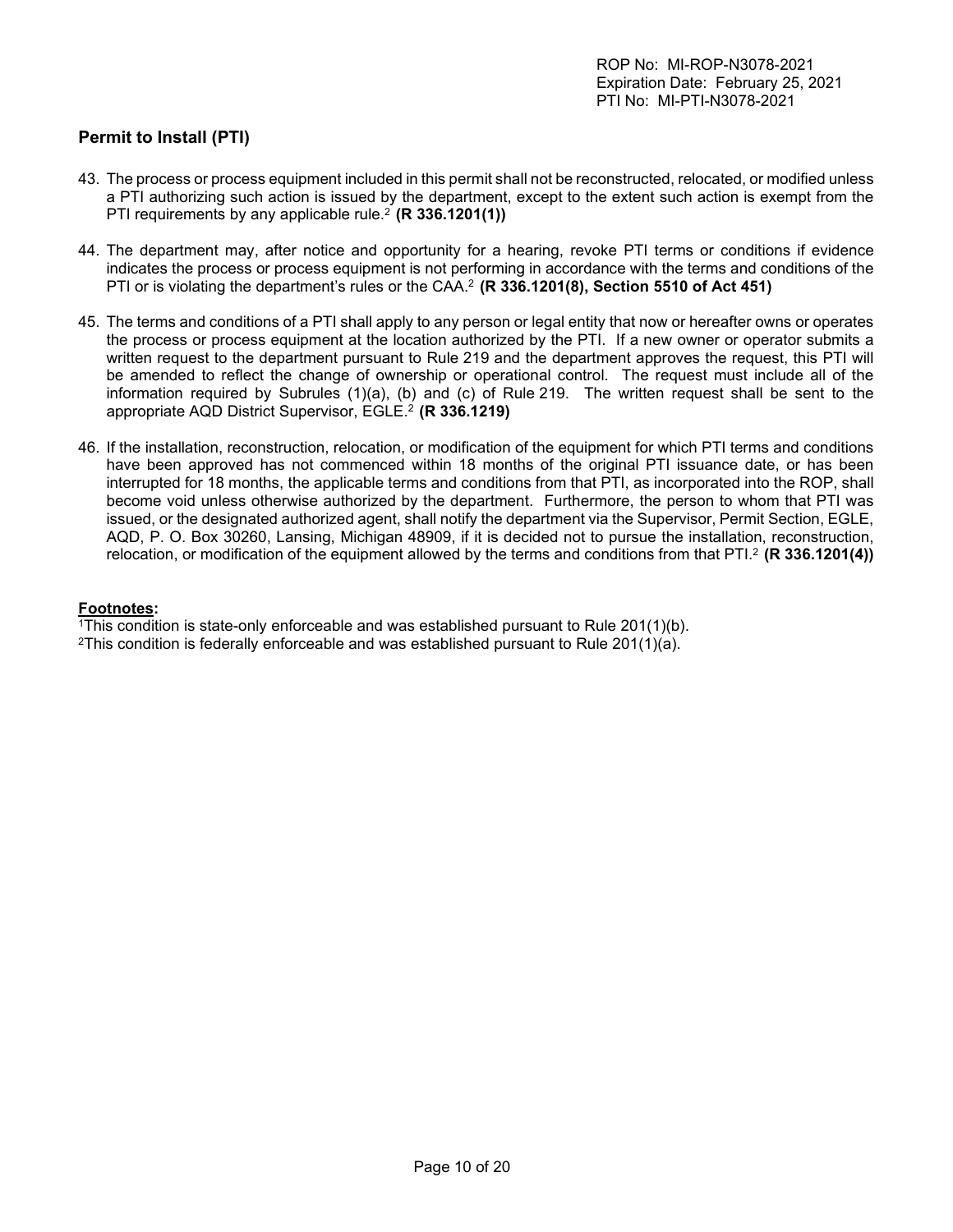## Permit to Install (PTI)

43. The process or process equipment included in this permit shall not be reconstructed, relocated, or modified unless a PTI authorizing such action is issued by the department, except to the extent such action is exempt from the PTI requirements by any applicable rule.[2] **(R 336.1201(1))**

44. The department may, after notice and opportunity for a hearing, revoke PTI terms or conditions if evidence indicates the process or process equipment is not performing in accordance with the terms and conditions of the PTI or is violating the department's rules or the CAA.[2] **(R 336.1201(8), Section 5510 of Act 451)**

45. The terms and conditions of a PTI shall apply to any person or legal entity that now or hereafter owns or operates the process or process equipment at the location authorized by the PTI. If a new owner or operator submits a written request to the department pursuant to Rule 219 and the department approves the request, this PTI will be amended to reflect the change of ownership or operational control. The request must include all of the information required by Subrules (1)(a), (b) and (c) of Rule 219. The written request shall be sent to the appropriate AQD District Supervisor, EGLE.[2] **(R 336.1219)**

46. If the installation, reconstruction, relocation, or modification of the equipment for which PTI terms and conditions have been approved has not commenced within 18 months of the original PTI issuance date, or has been interrupted for 18 months, the applicable terms and conditions from that PTI, as incorporated into the ROP, shall become void unless otherwise authorized by the department. Furthermore, the person to whom that PTI was issued, or the designated authorized agent, shall notify the department via the Supervisor, Permit Section, EGLE, AQD, P. O. Box 30260, Lansing, Michigan 48909, if it is decided not to pursue the installation, reconstruction, relocation, or modification of the equipment allowed by the terms and conditions from that PTI.[2] **(R 336.1201(4))**

**Footnotes:**

[1]This condition is state-only enforceable and was established pursuant to Rule 201(1)(b).
[2]This condition is federally enforceable and was established pursuant to Rule 201(1)(a).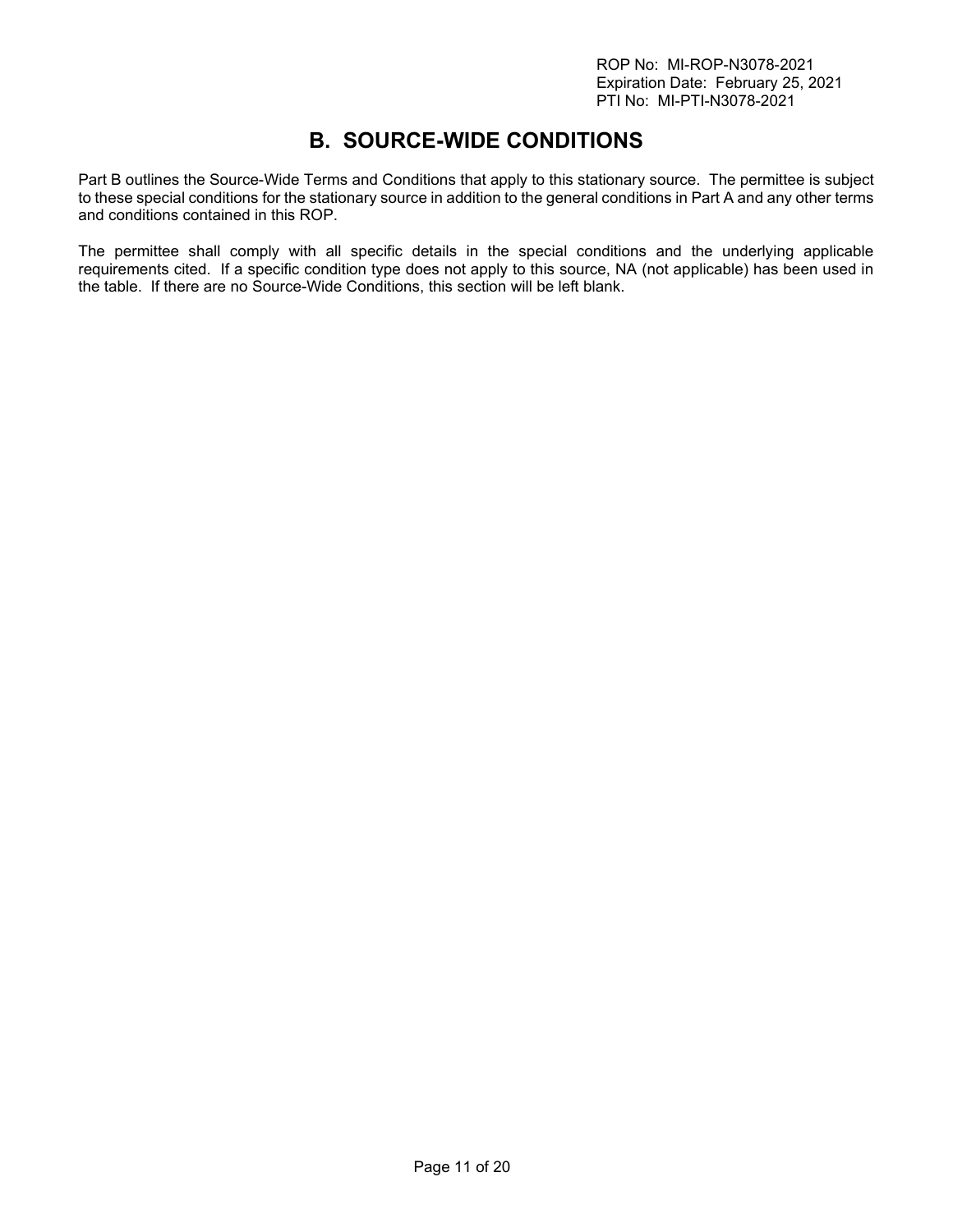## B. SOURCE-WIDE CONDITIONS

Part B outlines the Source-Wide Terms and Conditions that apply to this stationary source. The permittee is subject to these special conditions for the stationary source in addition to the general conditions in Part A and any other terms and conditions contained in this ROP.

The permittee shall comply with all specific details in the special conditions and the underlying applicable requirements cited. If a specific condition type does not apply to this source, NA (not applicable) has been used in the table. If there are no Source-Wide Conditions, this section will be left blank.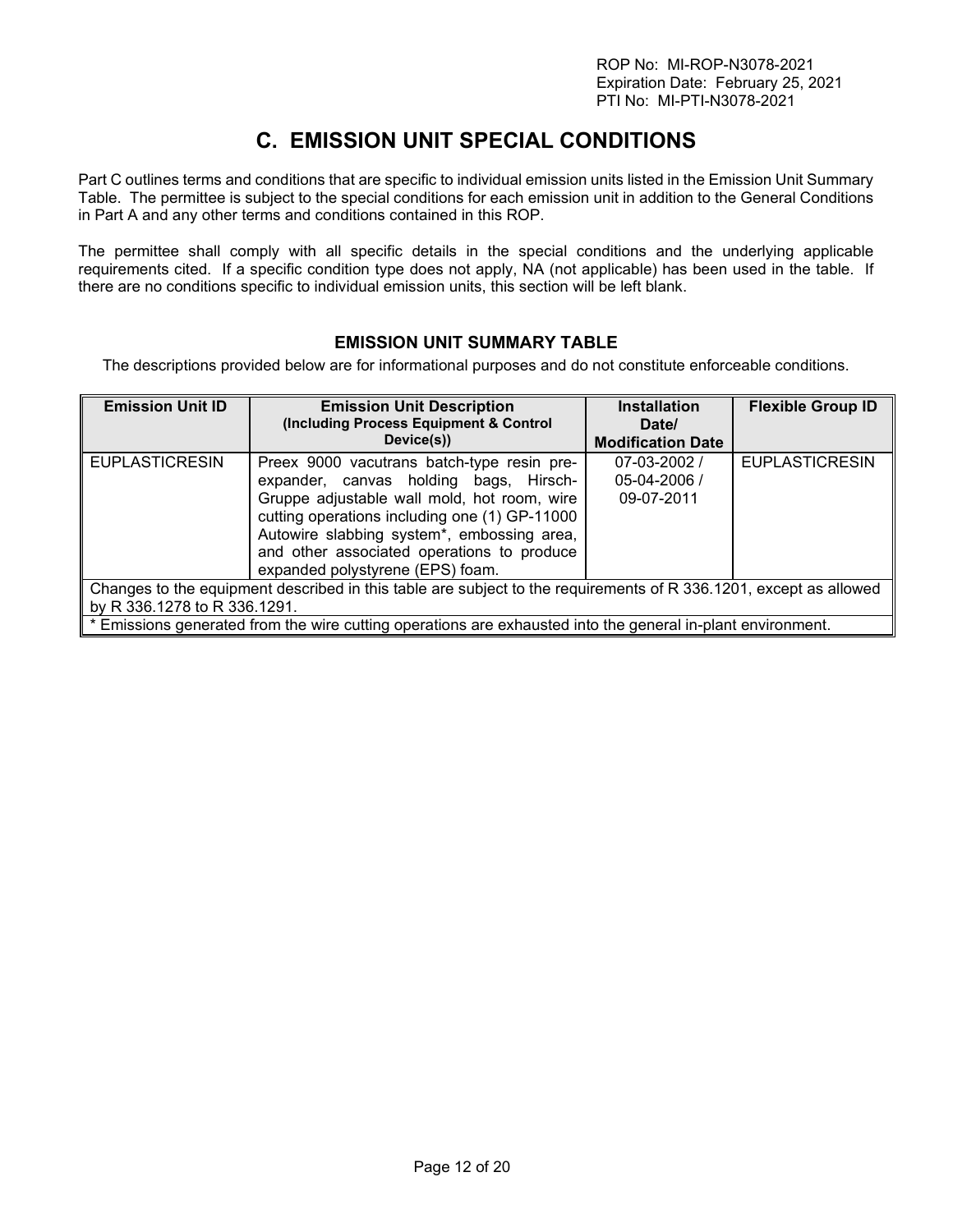ROP No: MI-ROP-N3078-2021
Expiration Date: February 25, 2021
PTI No: MI-PTI-N3078-2021

# C. EMISSION UNIT SPECIAL CONDITIONS

Part C outlines terms and conditions that are specific to individual emission units listed in the Emission Unit Summary Table. The permittee is subject to the special conditions for each emission unit in addition to the General Conditions in Part A and any other terms and conditions contained in this ROP.

The permittee shall comply with all specific details in the special conditions and the underlying applicable requirements cited. If a specific condition type does not apply, NA (not applicable) has been used in the table. If there are no conditions specific to individual emission units, this section will be left blank.

### EMISSION UNIT SUMMARY TABLE

The descriptions provided below are for informational purposes and do not constitute enforceable conditions.

| Emission Unit ID | Emission Unit Description (Including Process Equipment & Control Device(s)) | Installation Date/ Modification Date | Flexible Group ID |
|---|---|---|---|
| EUPLASTICRESIN | Preex 9000 vacutrans batch-type resin pre-expander, canvas holding bags, Hirsch-Gruppe adjustable wall mold, hot room, wire cutting operations including one (1) GP-11000 Autowire slabbing system*, embossing area, and other associated operations to produce expanded polystyrene (EPS) foam. | 07-03-2002 / 05-04-2006 / 09-07-2011 | EUPLASTICRESIN |
| Changes to the equipment described in this table are subject to the requirements of R 336.1201, except as allowed by R 336.1278 to R 336.1291. | | | |
| * Emissions generated from the wire cutting operations are exhausted into the general in-plant environment. | | | |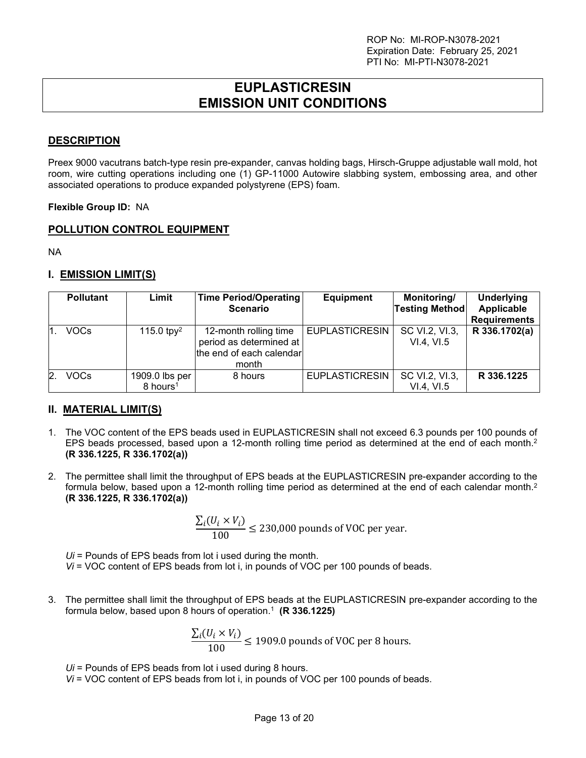ROP No: MI-ROP-N3078-2021
Expiration Date: February 25, 2021
PTI No: MI-PTI-N3078-2021

# EUPLASTICRESIN EMISSION UNIT CONDITIONS

## DESCRIPTION

Preex 9000 vacutrans batch-type resin pre-expander, canvas holding bags, Hirsch-Gruppe adjustable wall mold, hot room, wire cutting operations including one (1) GP-11000 Autowire slabbing system, embossing area, and other associated operations to produce expanded polystyrene (EPS) foam.

**Flexible Group ID:** NA

## POLLUTION CONTROL EQUIPMENT

NA

## I. EMISSION LIMIT(S)

| Pollutant | Limit | Time Period/Operating Scenario | Equipment | Monitoring/ Testing Method | Underlying Applicable Requirements |
|---|---|---|---|---|---|
| 1. VOCs | 115.0 tpy[2] | 12-month rolling time period as determined at the end of each calendar month | EUPLASTICRESIN | SC VI.2, VI.3, VI.4, VI.5 | **R 336.1702(a)** |
| 2. VOCs | 1909.0 lbs per 8 hours[1] | 8 hours | EUPLASTICRESIN | SC VI.2, VI.3, VI.4, VI.5 | **R 336.1225** |

## II. MATERIAL LIMIT(S)

1. The VOC content of the EPS beads used in EUPLASTICRESIN shall not exceed 6.3 pounds per 100 pounds of EPS beads processed, based upon a 12-month rolling time period as determined at the end of each month.[2] **(R 336.1225, R 336.1702(a))**

2. The permittee shall limit the throughput of EPS beads at the EUPLASTICRESIN pre-expander according to the formula below, based upon a 12-month rolling time period as determined at the end of each calendar month.[2] **(R 336.1225, R 336.1702(a))**

$$\frac{\sum_i (U_i \times V_i)}{100} \leq 230{,}000 \text{ pounds of VOC per year.}$$

$U_i$ = Pounds of EPS beads from lot i used during the month.
$V_i$ = VOC content of EPS beads from lot i, in pounds of VOC per 100 pounds of beads.

3. The permittee shall limit the throughput of EPS beads at the EUPLASTICRESIN pre-expander according to the formula below, based upon 8 hours of operation.[1] **(R 336.1225)**

$$\frac{\sum_i (U_i \times V_i)}{100} \leq 1909.0 \text{ pounds of VOC per 8 hours.}$$

$U_i$ = Pounds of EPS beads from lot i used during 8 hours.
$V_i$ = VOC content of EPS beads from lot i, in pounds of VOC per 100 pounds of beads.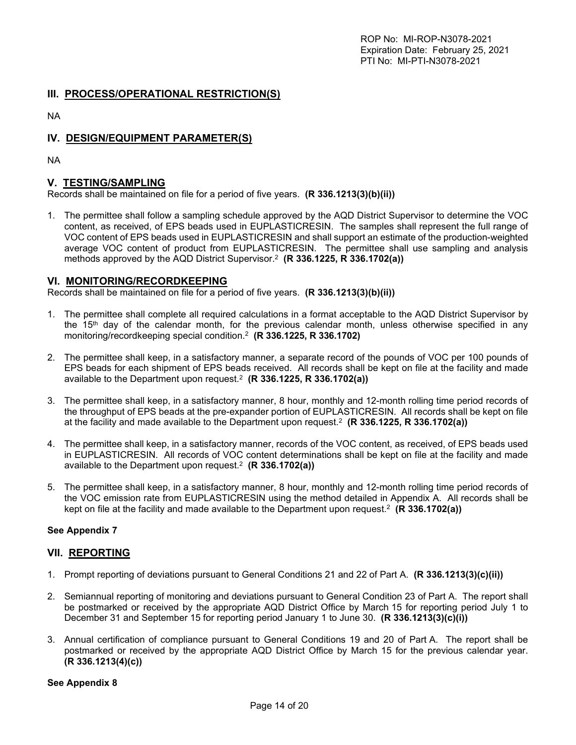## III. PROCESS/OPERATIONAL RESTRICTION(S)

NA

## IV. DESIGN/EQUIPMENT PARAMETER(S)

NA

## V. TESTING/SAMPLING

Records shall be maintained on file for a period of five years. **(R 336.1213(3)(b)(ii))**

1. The permittee shall follow a sampling schedule approved by the AQD District Supervisor to determine the VOC content, as received, of EPS beads used in EUPLASTICRESIN. The samples shall represent the full range of VOC content of EPS beads used in EUPLASTICRESIN and shall support an estimate of the production-weighted average VOC content of product from EUPLASTICRESIN. The permittee shall use sampling and analysis methods approved by the AQD District Supervisor.[2] **(R 336.1225, R 336.1702(a))**

## VI. MONITORING/RECORDKEEPING

Records shall be maintained on file for a period of five years. **(R 336.1213(3)(b)(ii))**

1. The permittee shall complete all required calculations in a format acceptable to the AQD District Supervisor by the 15th day of the calendar month, for the previous calendar month, unless otherwise specified in any monitoring/recordkeeping special condition.[2] **(R 336.1225, R 336.1702)**

2. The permittee shall keep, in a satisfactory manner, a separate record of the pounds of VOC per 100 pounds of EPS beads for each shipment of EPS beads received. All records shall be kept on file at the facility and made available to the Department upon request.[2] **(R 336.1225, R 336.1702(a))**

3. The permittee shall keep, in a satisfactory manner, 8 hour, monthly and 12-month rolling time period records of the throughput of EPS beads at the pre-expander portion of EUPLASTICRESIN. All records shall be kept on file at the facility and made available to the Department upon request.[2] **(R 336.1225, R 336.1702(a))**

4. The permittee shall keep, in a satisfactory manner, records of the VOC content, as received, of EPS beads used in EUPLASTICRESIN. All records of VOC content determinations shall be kept on file at the facility and made available to the Department upon request.[2] **(R 336.1702(a))**

5. The permittee shall keep, in a satisfactory manner, 8 hour, monthly and 12-month rolling time period records of the VOC emission rate from EUPLASTICRESIN using the method detailed in Appendix A. All records shall be kept on file at the facility and made available to the Department upon request.[2] **(R 336.1702(a))**

**See Appendix 7**

## VII. REPORTING

1. Prompt reporting of deviations pursuant to General Conditions 21 and 22 of Part A. **(R 336.1213(3)(c)(ii))**

2. Semiannual reporting of monitoring and deviations pursuant to General Condition 23 of Part A. The report shall be postmarked or received by the appropriate AQD District Office by March 15 for reporting period July 1 to December 31 and September 15 for reporting period January 1 to June 30. **(R 336.1213(3)(c)(i))**

3. Annual certification of compliance pursuant to General Conditions 19 and 20 of Part A. The report shall be postmarked or received by the appropriate AQD District Office by March 15 for the previous calendar year. **(R 336.1213(4)(c))**

**See Appendix 8**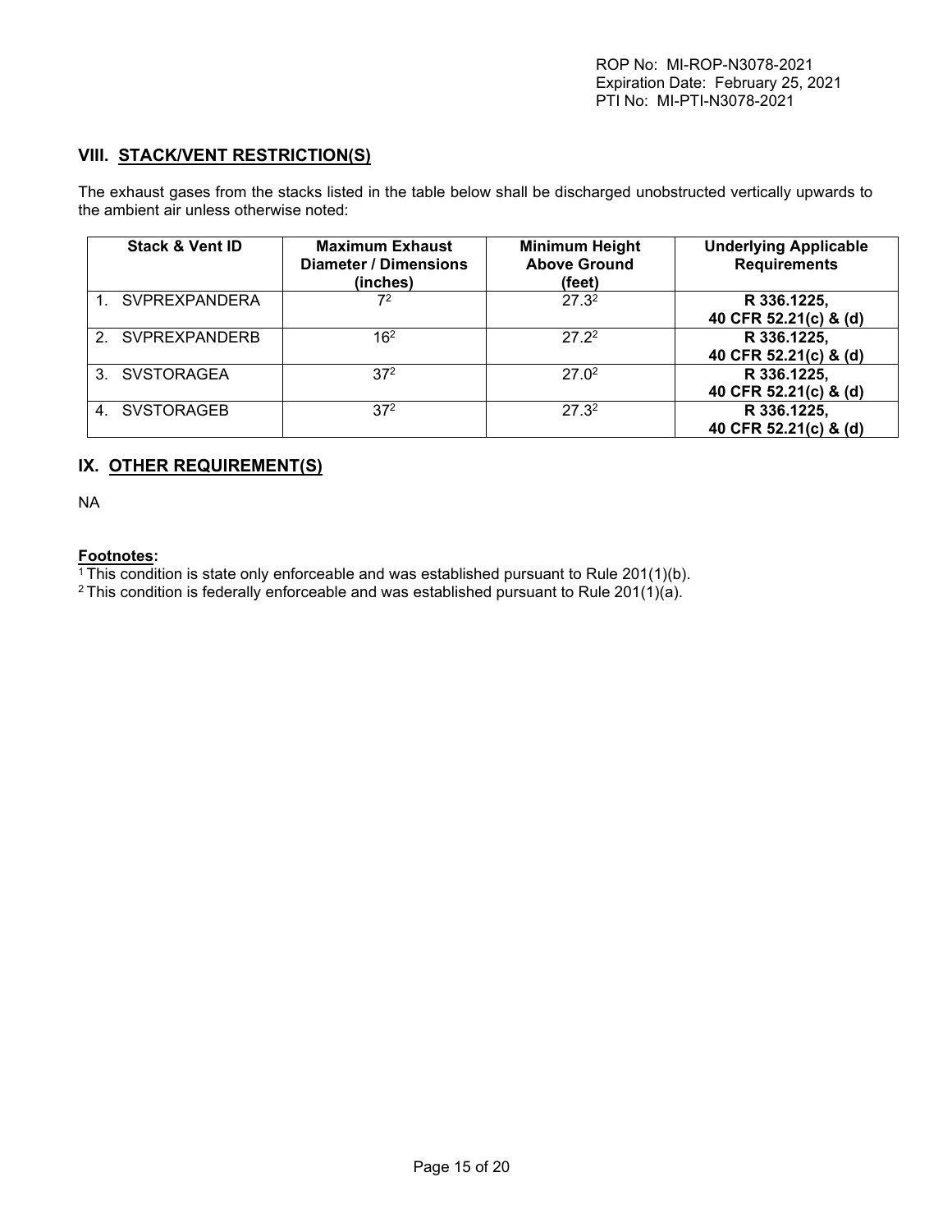## VIII. STACK/VENT RESTRICTION(S)

The exhaust gases from the stacks listed in the table below shall be discharged unobstructed vertically upwards to the ambient air unless otherwise noted:

| Stack & Vent ID | Maximum Exhaust Diameter / Dimensions (inches) | Minimum Height Above Ground (feet) | Underlying Applicable Requirements |
|---|---|---|---|
| 1. SVPREXPANDERA | 7[2] | 27.3[2] | **R 336.1225, 40 CFR 52.21(c) & (d)** |
| 2. SVPREXPANDERB | 16[2] | 27.2[2] | **R 336.1225, 40 CFR 52.21(c) & (d)** |
| 3. SVSTORAGEA | 37[2] | 27.0[2] | **R 336.1225, 40 CFR 52.21(c) & (d)** |
| 4. SVSTORAGEB | 37[2] | 27.3[2] | **R 336.1225, 40 CFR 52.21(c) & (d)** |

## IX. OTHER REQUIREMENT(S)

NA

**Footnotes:**

[1] This condition is state only enforceable and was established pursuant to Rule 201(1)(b).

[2] This condition is federally enforceable and was established pursuant to Rule 201(1)(a).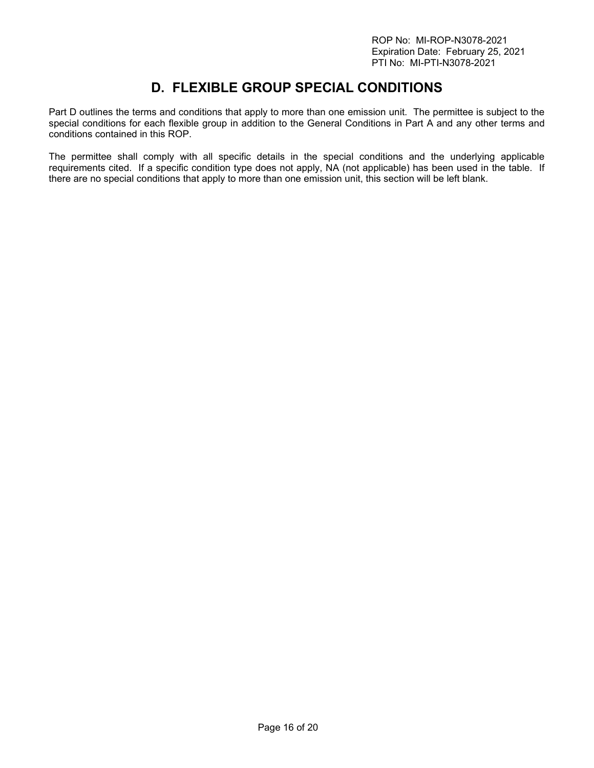# D. FLEXIBLE GROUP SPECIAL CONDITIONS

Part D outlines the terms and conditions that apply to more than one emission unit. The permittee is subject to the special conditions for each flexible group in addition to the General Conditions in Part A and any other terms and conditions contained in this ROP.

The permittee shall comply with all specific details in the special conditions and the underlying applicable requirements cited. If a specific condition type does not apply, NA (not applicable) has been used in the table. If there are no special conditions that apply to more than one emission unit, this section will be left blank.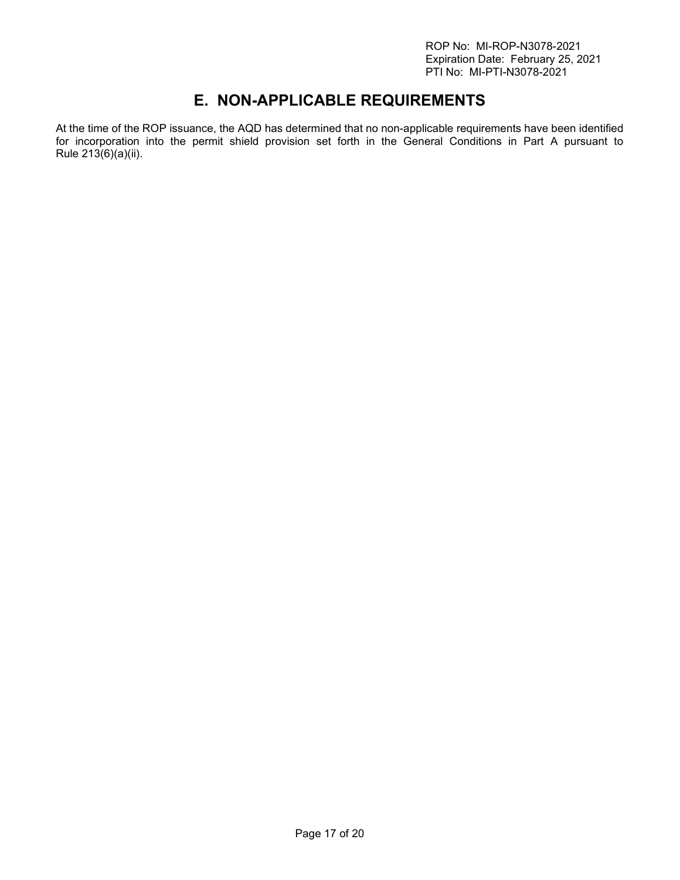# E. NON-APPLICABLE REQUIREMENTS

At the time of the ROP issuance, the AQD has determined that no non-applicable requirements have been identified for incorporation into the permit shield provision set forth in the General Conditions in Part A pursuant to Rule 213(6)(a)(ii).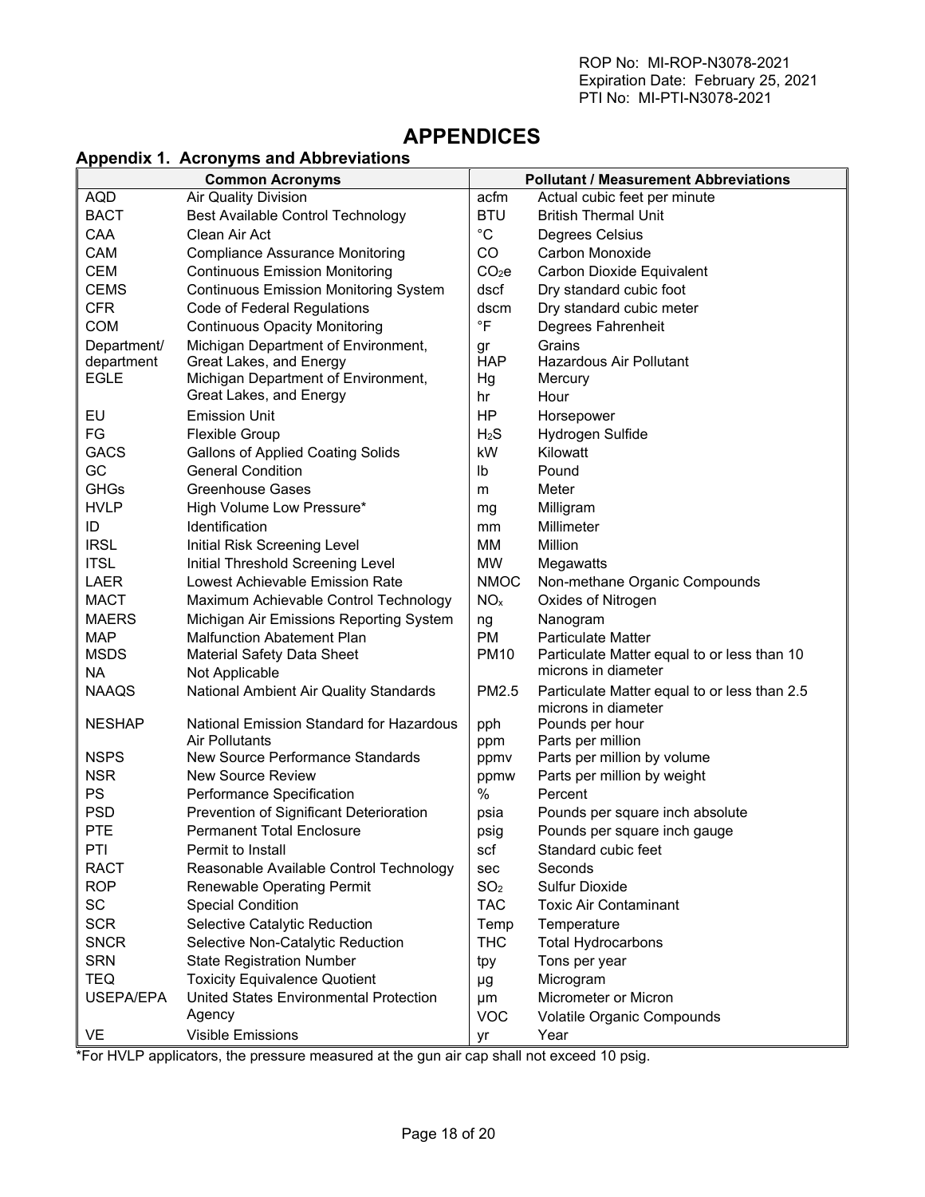# APPENDICES

## Appendix 1. Acronyms and Abbreviations

| Common Acronyms | | Pollutant / Measurement Abbreviations | |
|---|---|---|---|
| AQD | Air Quality Division | acfm | Actual cubic feet per minute |
| BACT | Best Available Control Technology | BTU | British Thermal Unit |
| CAA | Clean Air Act | °C | Degrees Celsius |
| CAM | Compliance Assurance Monitoring | CO | Carbon Monoxide |
| CEM | Continuous Emission Monitoring | $CO_2e$ | Carbon Dioxide Equivalent |
| CEMS | Continuous Emission Monitoring System | dscf | Dry standard cubic foot |
| CFR | Code of Federal Regulations | dscm | Dry standard cubic meter |
| COM | Continuous Opacity Monitoring | °F | Degrees Fahrenheit |
| Department/ department | Michigan Department of Environment, Great Lakes, and Energy | gr | Grains |
| | | HAP | Hazardous Air Pollutant |
| EGLE | Michigan Department of Environment, Great Lakes, and Energy | Hg | Mercury |
| | | hr | Hour |
| EU | Emission Unit | HP | Horsepower |
| FG | Flexible Group | $H_2S$ | Hydrogen Sulfide |
| GACS | Gallons of Applied Coating Solids | kW | Kilowatt |
| GC | General Condition | lb | Pound |
| GHGs | Greenhouse Gases | m | Meter |
| HVLP | High Volume Low Pressure* | mg | Milligram |
| ID | Identification | mm | Millimeter |
| IRSL | Initial Risk Screening Level | MM | Million |
| ITSL | Initial Threshold Screening Level | MW | Megawatts |
| LAER | Lowest Achievable Emission Rate | NMOC | Non-methane Organic Compounds |
| MACT | Maximum Achievable Control Technology | $NO_x$ | Oxides of Nitrogen |
| MAERS | Michigan Air Emissions Reporting System | ng | Nanogram |
| MAP | Malfunction Abatement Plan | PM | Particulate Matter |
| MSDS | Material Safety Data Sheet | PM10 | Particulate Matter equal to or less than 10 microns in diameter |
| NA | Not Applicable | | |
| NAAQS | National Ambient Air Quality Standards | PM2.5 | Particulate Matter equal to or less than 2.5 microns in diameter |
| NESHAP | National Emission Standard for Hazardous Air Pollutants | pph | Pounds per hour |
| | | ppm | Parts per million |
| NSPS | New Source Performance Standards | ppmv | Parts per million by volume |
| NSR | New Source Review | ppmw | Parts per million by weight |
| PS | Performance Specification | % | Percent |
| PSD | Prevention of Significant Deterioration | psia | Pounds per square inch absolute |
| PTE | Permanent Total Enclosure | psig | Pounds per square inch gauge |
| PTI | Permit to Install | scf | Standard cubic feet |
| RACT | Reasonable Available Control Technology | sec | Seconds |
| ROP | Renewable Operating Permit | $SO_2$ | Sulfur Dioxide |
| SC | Special Condition | TAC | Toxic Air Contaminant |
| SCR | Selective Catalytic Reduction | Temp | Temperature |
| SNCR | Selective Non-Catalytic Reduction | THC | Total Hydrocarbons |
| SRN | State Registration Number | tpy | Tons per year |
| TEQ | Toxicity Equivalence Quotient | µg | Microgram |
| USEPA/EPA | United States Environmental Protection Agency | µm | Micrometer or Micron |
| | | VOC | Volatile Organic Compounds |
| VE | Visible Emissions | yr | Year |

*For HVLP applicators, the pressure measured at the gun air cap shall not exceed 10 psig.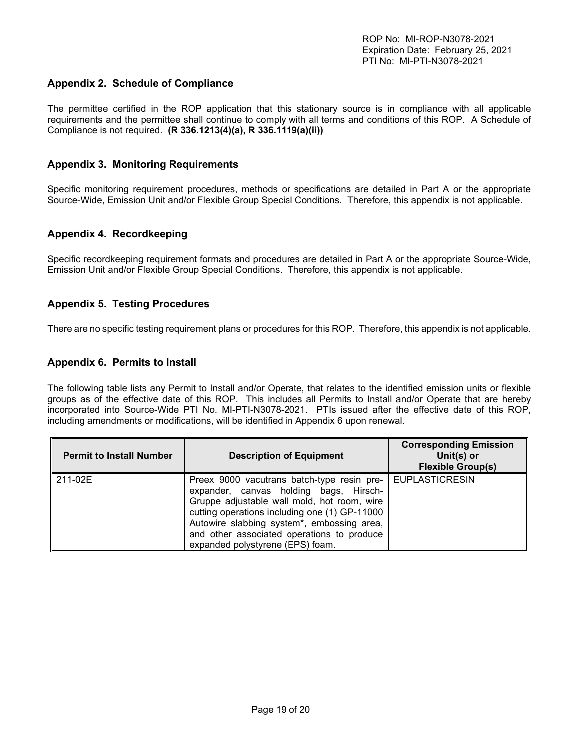## Appendix 2. Schedule of Compliance

The permittee certified in the ROP application that this stationary source is in compliance with all applicable requirements and the permittee shall continue to comply with all terms and conditions of this ROP. A Schedule of Compliance is not required. **(R 336.1213(4)(a), R 336.1119(a)(ii))**

## Appendix 3. Monitoring Requirements

Specific monitoring requirement procedures, methods or specifications are detailed in Part A or the appropriate Source-Wide, Emission Unit and/or Flexible Group Special Conditions. Therefore, this appendix is not applicable.

## Appendix 4. Recordkeeping

Specific recordkeeping requirement formats and procedures are detailed in Part A or the appropriate Source-Wide, Emission Unit and/or Flexible Group Special Conditions. Therefore, this appendix is not applicable.

## Appendix 5. Testing Procedures

There are no specific testing requirement plans or procedures for this ROP. Therefore, this appendix is not applicable.

## Appendix 6. Permits to Install

The following table lists any Permit to Install and/or Operate, that relates to the identified emission units or flexible groups as of the effective date of this ROP. This includes all Permits to Install and/or Operate that are hereby incorporated into Source-Wide PTI No. MI-PTI-N3078-2021. PTIs issued after the effective date of this ROP, including amendments or modifications, will be identified in Appendix 6 upon renewal.

| Permit to Install Number | Description of Equipment | Corresponding Emission Unit(s) or Flexible Group(s) |
|---|---|---|
| 211-02E | Preex 9000 vacutrans batch-type resin pre-expander, canvas holding bags, Hirsch-Gruppe adjustable wall mold, hot room, wire cutting operations including one (1) GP-11000 Autowire slabbing system*, embossing area, and other associated operations to produce expanded polystyrene (EPS) foam. | EUPLASTICRESIN |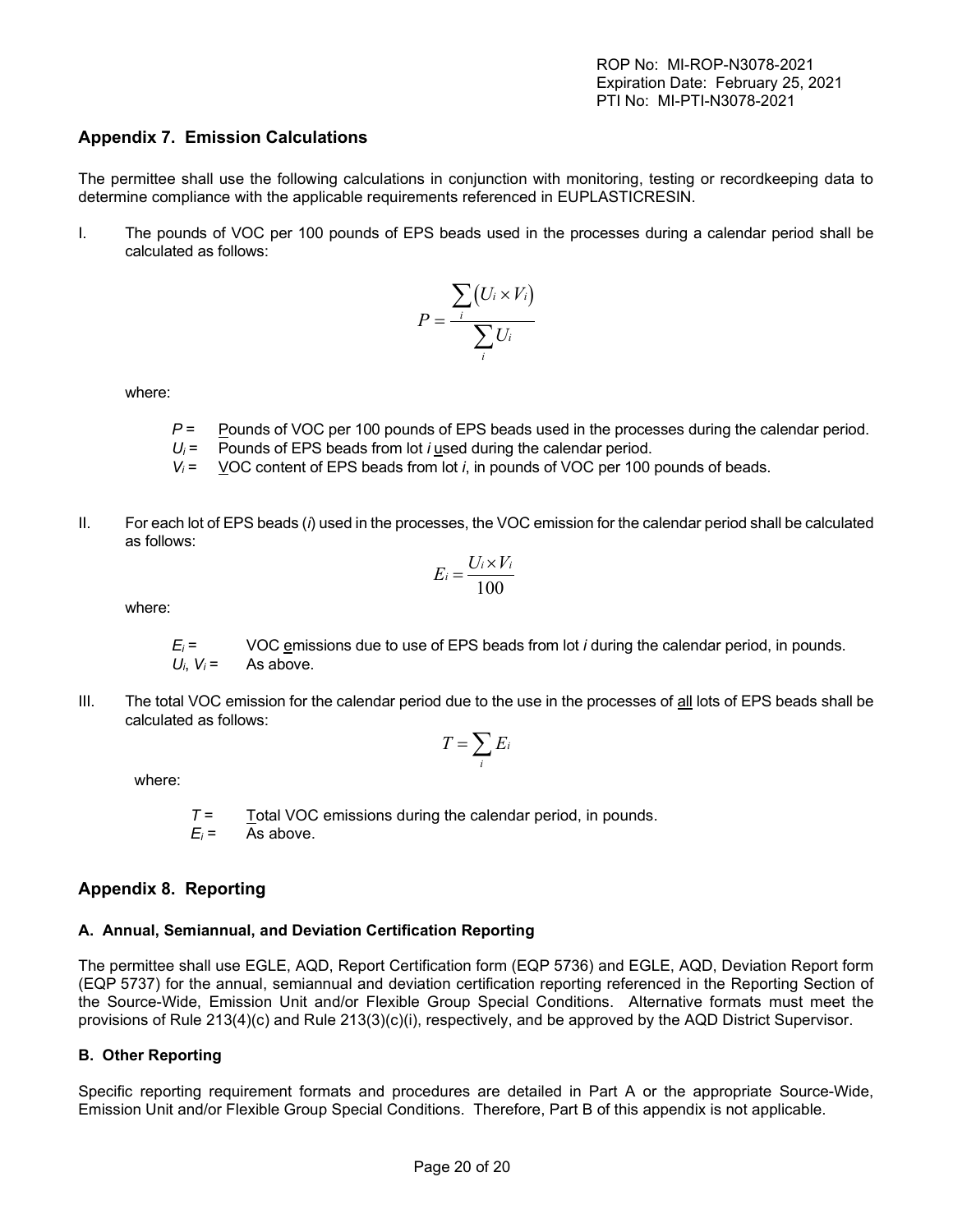ROP No: MI-ROP-N3078-2021
Expiration Date: February 25, 2021
PTI No: MI-PTI-N3078-2021

## Appendix 7. Emission Calculations

The permittee shall use the following calculations in conjunction with monitoring, testing or recordkeeping data to determine compliance with the applicable requirements referenced in EUPLASTICRESIN.

I. The pounds of VOC per 100 pounds of EPS beads used in the processes during a calendar period shall be calculated as follows:

$$P = \frac{\sum_i (U_i \times V_i)}{\sum_i U_i}$$

where:

- $P$ = Pounds of VOC per 100 pounds of EPS beads used in the processes during the calendar period.
- $U_i$ = Pounds of EPS beads from lot *i* used during the calendar period.
- $V_i$ = VOC content of EPS beads from lot *i*, in pounds of VOC per 100 pounds of beads.

II. For each lot of EPS beads (*i*) used in the processes, the VOC emission for the calendar period shall be calculated as follows:

$$E_i = \frac{U_i \times V_i}{100}$$

where:

- $E_i$ = VOC emissions due to use of EPS beads from lot *i* during the calendar period, in pounds.
- $U_i$, $V_i$ = As above.

III. The total VOC emission for the calendar period due to the use in the processes of all lots of EPS beads shall be calculated as follows:

$$T = \sum_i E_i$$

where:

- $T$ = Total VOC emissions during the calendar period, in pounds.
- $E_i$ = As above.

## Appendix 8. Reporting

### A. Annual, Semiannual, and Deviation Certification Reporting

The permittee shall use EGLE, AQD, Report Certification form (EQP 5736) and EGLE, AQD, Deviation Report form (EQP 5737) for the annual, semiannual and deviation certification reporting referenced in the Reporting Section of the Source-Wide, Emission Unit and/or Flexible Group Special Conditions. Alternative formats must meet the provisions of Rule 213(4)(c) and Rule 213(3)(c)(i), respectively, and be approved by the AQD District Supervisor.

### B. Other Reporting

Specific reporting requirement formats and procedures are detailed in Part A or the appropriate Source-Wide, Emission Unit and/or Flexible Group Special Conditions. Therefore, Part B of this appendix is not applicable.